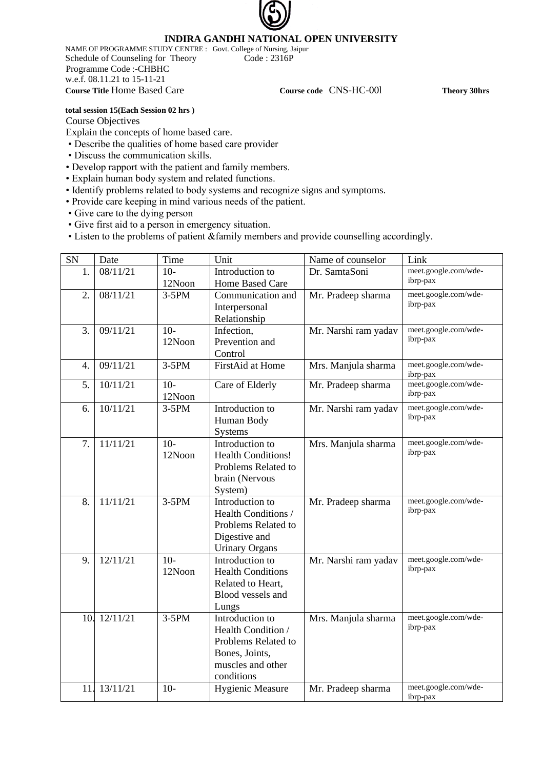# INDIRA GANDHI NATIONAL OPEN UNIVERSITY

NAME OF PROGRAMME STUDY CENTRE : Govt. College of Nursing, Jaipur
Schedule of Counseling for Theory Code : 2316P
Programme Code :-CHBHC
w.e.f. 08.11.21 to 15-11-21

**Course Title** Home Based Care **Course code** CNS-HC-00l **Theory 30hrs**

**total session 15(Each Session 02 hrs )**

Course Objectives

Explain the concepts of home based care.

- Describe the qualities of home based care provider
- Discuss the communication skills.
- Develop rapport with the patient and family members.
- Explain human body system and related functions.
- Identify problems related to body systems and recognize signs and symptoms.
- Provide care keeping in mind various needs of the patient.
- Give care to the dying person
- Give first aid to a person in emergency situation.
- Listen to the problems of patient &family members and provide counselling accordingly.

| SN | Date | Time | Unit | Name of counselor | Link |
|---|---|---|---|---|---|
| 1. | 08/11/21 | 10-12Noon | Introduction to Home Based Care | Dr. SamtaSoni | meet.google.com/wde-ibrp-pax |
| 2. | 08/11/21 | 3-5PM | Communication and Interpersonal Relationship | Mr. Pradeep sharma | meet.google.com/wde-ibrp-pax |
| 3. | 09/11/21 | 10-12Noon | Infection, Prevention and Control | Mr. Narshi ram yadav | meet.google.com/wde-ibrp-pax |
| 4. | 09/11/21 | 3-5PM | FirstAid at Home | Mrs. Manjula sharma | meet.google.com/wde-ibrp-pax |
| 5. | 10/11/21 | 10-12Noon | Care of Elderly | Mr. Pradeep sharma | meet.google.com/wde-ibrp-pax |
| 6. | 10/11/21 | 3-5PM | Introduction to Human Body Systems | Mr. Narshi ram yadav | meet.google.com/wde-ibrp-pax |
| 7. | 11/11/21 | 10-12Noon | Introduction to Health Conditions! Problems Related to brain (Nervous System) | Mrs. Manjula sharma | meet.google.com/wde-ibrp-pax |
| 8. | 11/11/21 | 3-5PM | Introduction to Health Conditions / Problems Related to Digestive and Urinary Organs | Mr. Pradeep sharma | meet.google.com/wde-ibrp-pax |
| 9. | 12/11/21 | 10-12Noon | Introduction to Health Conditions Related to Heart, Blood vessels and Lungs | Mr. Narshi ram yadav | meet.google.com/wde-ibrp-pax |
| 10. | 12/11/21 | 3-5PM | Introduction to Health Condition / Problems Related to Bones, Joints, muscles and other conditions | Mrs. Manjula sharma | meet.google.com/wde-ibrp-pax |
| 11. | 13/11/21 | 10- | Hygienic Measure | Mr. Pradeep sharma | meet.google.com/wde-ibrp-pax |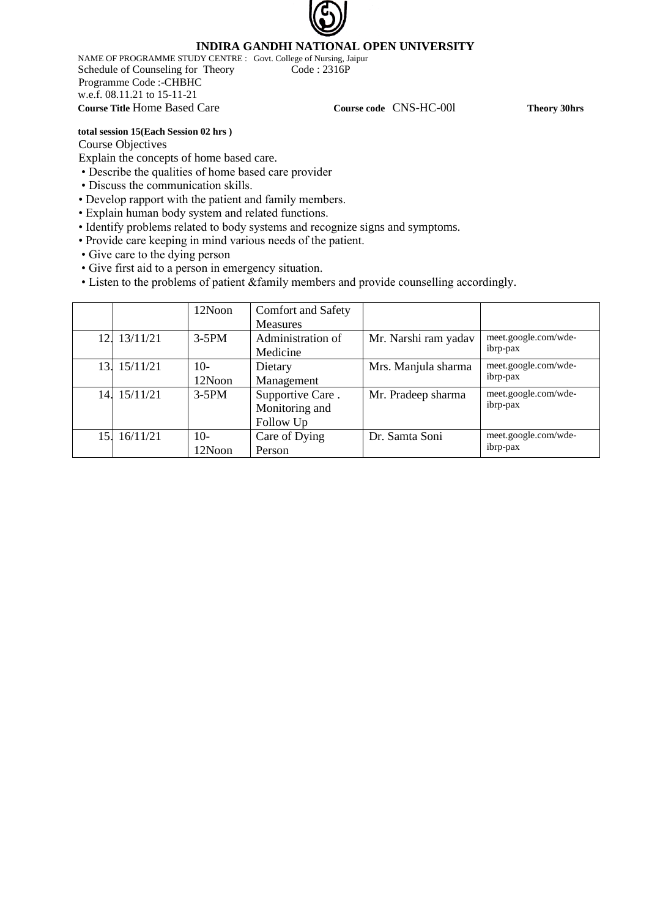**INDIRA GANDHI NATIONAL OPEN UNIVERSITY**

NAME OF PROGRAMME STUDY CENTRE : Govt. College of Nursing, Jaipur
Schedule of Counseling for Theory Code : 2316P
Programme Code :-CHBHC
w.e.f. 08.11.21 to 15-11-21
**Course Title** Home Based Care **Course code** CNS-HC-00l **Theory 30hrs**

**total session 15(Each Session 02 hrs )**

Course Objectives

Explain the concepts of home based care.

- Describe the qualities of home based care provider
- Discuss the communication skills.
- Develop rapport with the patient and family members.
- Explain human body system and related functions.
- Identify problems related to body systems and recognize signs and symptoms.
- Provide care keeping in mind various needs of the patient.
- Give care to the dying person
- Give first aid to a person in emergency situation.
- Listen to the problems of patient &family members and provide counselling accordingly.

| | | | | | |
|---|---|---|---|---|---|
| | | 12Noon | Comfort and Safety Measures | | |
| 12. | 13/11/21 | 3-5PM | Administration of Medicine | Mr. Narshi ram yadav | meet.google.com/wde-ibrp-pax |
| 13. | 15/11/21 | 10-12Noon | Dietary Management | Mrs. Manjula sharma | meet.google.com/wde-ibrp-pax |
| 14. | 15/11/21 | 3-5PM | Supportive Care . Monitoring and Follow Up | Mr. Pradeep sharma | meet.google.com/wde-ibrp-pax |
| 15. | 16/11/21 | 10-12Noon | Care of Dying Person | Dr. Samta Soni | meet.google.com/wde-ibrp-pax |